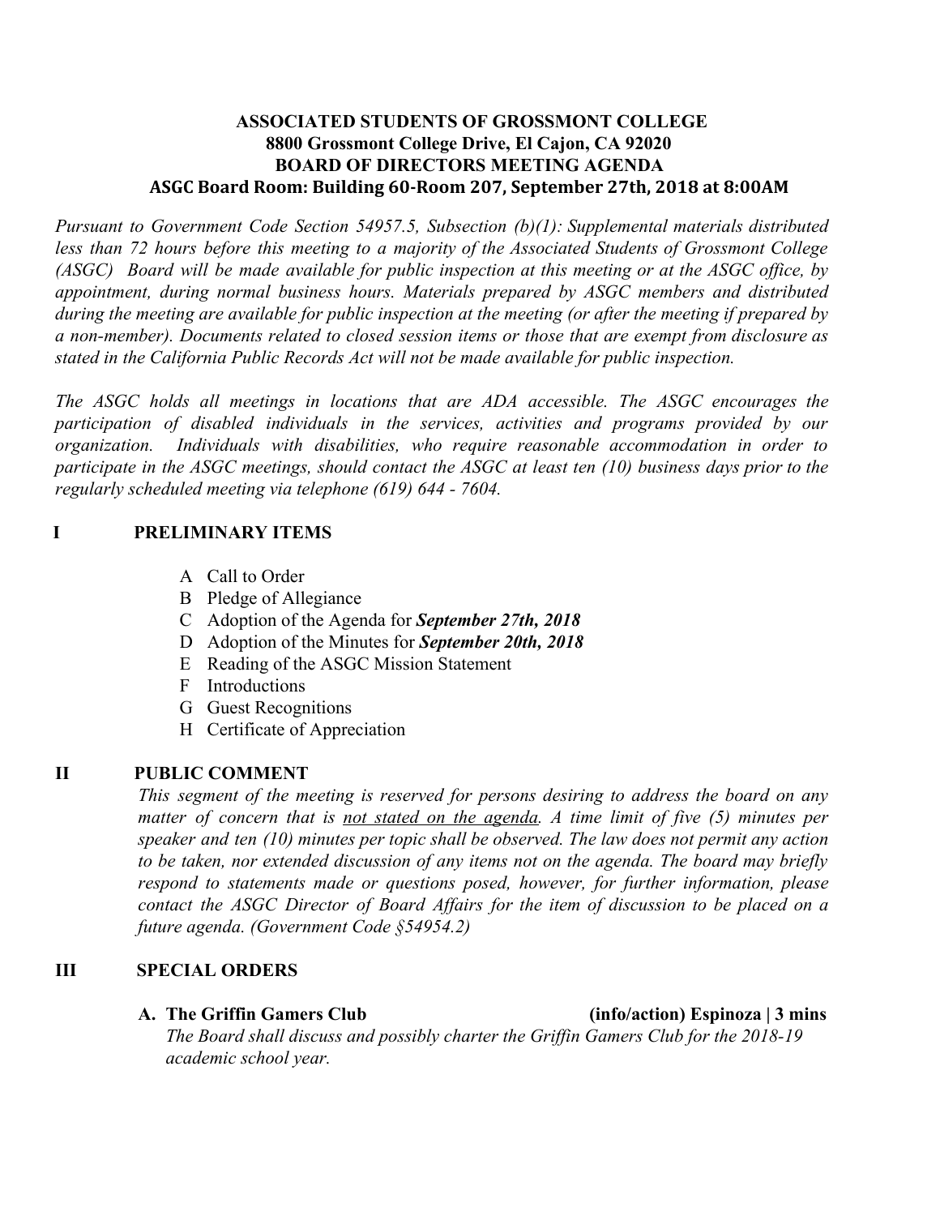# ASSOCIATED STUDENTS OF GROSSMONT COLLEGE

**8800 Grossmont College Drive, El Cajon, CA 92020**

**BOARD OF DIRECTORS MEETING AGENDA**

**ASGC Board Room: Building 60-Room 207, September 27th, 2018 at 8:00AM**

*Pursuant to Government Code Section 54957.5, Subsection (b)(1): Supplemental materials distributed less than 72 hours before this meeting to a majority of the Associated Students of Grossmont College (ASGC) Board will be made available for public inspection at this meeting or at the ASGC office, by appointment, during normal business hours. Materials prepared by ASGC members and distributed during the meeting are available for public inspection at the meeting (or after the meeting if prepared by a non-member). Documents related to closed session items or those that are exempt from disclosure as stated in the California Public Records Act will not be made available for public inspection.*

*The ASGC holds all meetings in locations that are ADA accessible. The ASGC encourages the participation of disabled individuals in the services, activities and programs provided by our organization. Individuals with disabilities, who require reasonable accommodation in order to participate in the ASGC meetings, should contact the ASGC at least ten (10) business days prior to the regularly scheduled meeting via telephone (619) 644 - 7604.*

## I PRELIMINARY ITEMS

A Call to Order

B Pledge of Allegiance

C Adoption of the Agenda for ***September 27th, 2018***

D Adoption of the Minutes for ***September 20th, 2018***

E Reading of the ASGC Mission Statement

F Introductions

G Guest Recognitions

H Certificate of Appreciation

## II PUBLIC COMMENT

*This segment of the meeting is reserved for persons desiring to address the board on any matter of concern that is <u>not stated on the agenda</u>. A time limit of five (5) minutes per speaker and ten (10) minutes per topic shall be observed. The law does not permit any action to be taken, nor extended discussion of any items not on the agenda. The board may briefly respond to statements made or questions posed, however, for further information, please contact the ASGC Director of Board Affairs for the item of discussion to be placed on a future agenda. (Government Code §54954.2)*

## III SPECIAL ORDERS

**A. The Griffin Gamers Club** **(info/action) Espinoza | 3 mins**

*The Board shall discuss and possibly charter the Griffin Gamers Club for the 2018-19 academic school year.*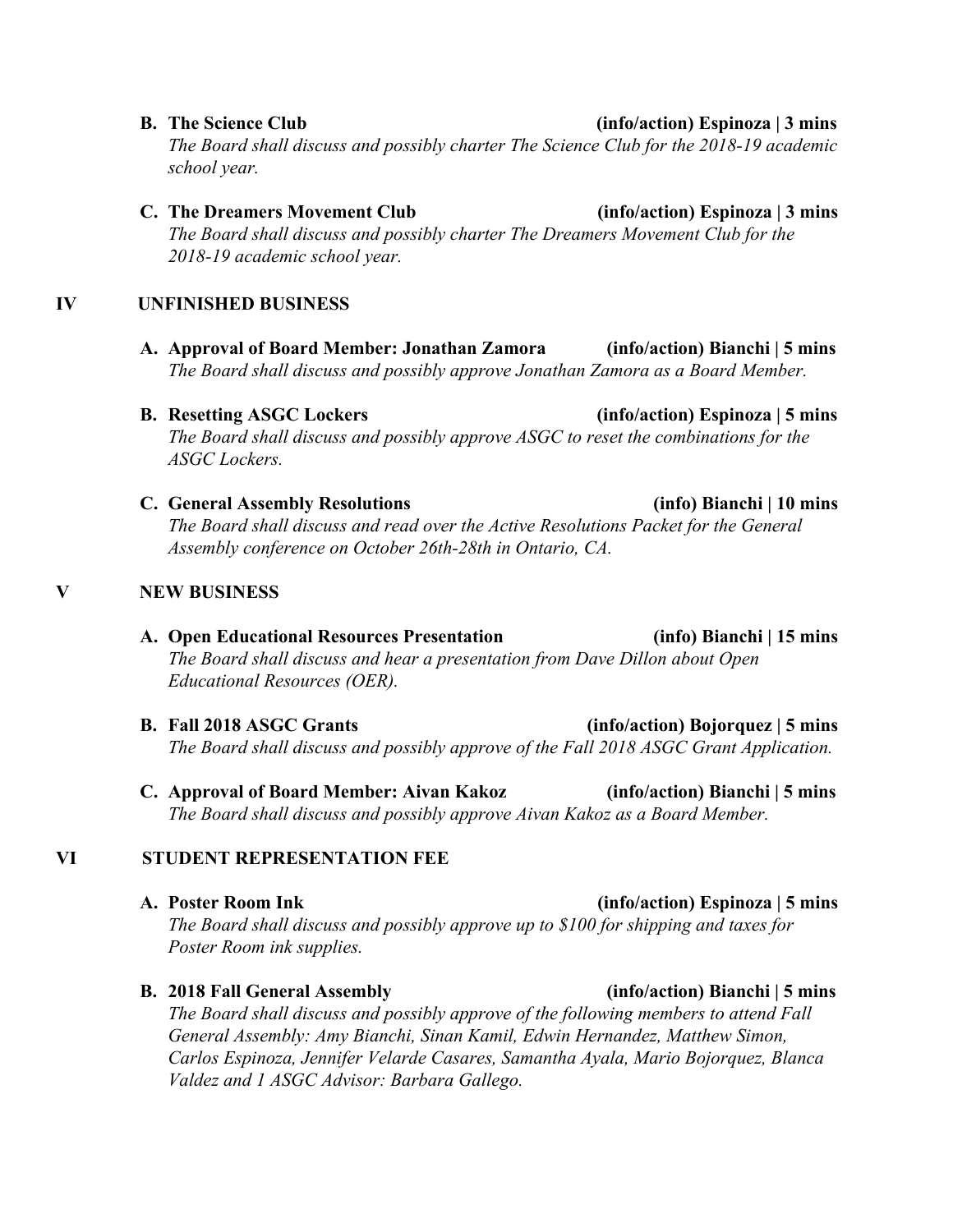**B. The Science Club** **(info/action) Espinoza | 3 mins**
*The Board shall discuss and possibly charter The Science Club for the 2018-19 academic school year.*

**C. The Dreamers Movement Club** **(info/action) Espinoza | 3 mins**
*The Board shall discuss and possibly charter The Dreamers Movement Club for the 2018-19 academic school year.*

## IV UNFINISHED BUSINESS

**A. Approval of Board Member: Jonathan Zamora** **(info/action) Bianchi | 5 mins**
*The Board shall discuss and possibly approve Jonathan Zamora as a Board Member.*

**B. Resetting ASGC Lockers** **(info/action) Espinoza | 5 mins**
*The Board shall discuss and possibly approve ASGC to reset the combinations for the ASGC Lockers.*

**C. General Assembly Resolutions** **(info) Bianchi | 10 mins**
*The Board shall discuss and read over the Active Resolutions Packet for the General Assembly conference on October 26th-28th in Ontario, CA.*

## V NEW BUSINESS

**A. Open Educational Resources Presentation** **(info) Bianchi | 15 mins**
*The Board shall discuss and hear a presentation from Dave Dillon about Open Educational Resources (OER).*

**B. Fall 2018 ASGC Grants** **(info/action) Bojorquez | 5 mins**
*The Board shall discuss and possibly approve of the Fall 2018 ASGC Grant Application.*

**C. Approval of Board Member: Aivan Kakoz** **(info/action) Bianchi | 5 mins**
*The Board shall discuss and possibly approve Aivan Kakoz as a Board Member.*

## VI STUDENT REPRESENTATION FEE

**A. Poster Room Ink** **(info/action) Espinoza | 5 mins**
*The Board shall discuss and possibly approve up to $100 for shipping and taxes for Poster Room ink supplies.*

**B. 2018 Fall General Assembly** **(info/action) Bianchi | 5 mins**
*The Board shall discuss and possibly approve of the following members to attend Fall General Assembly: Amy Bianchi, Sinan Kamil, Edwin Hernandez, Matthew Simon, Carlos Espinoza, Jennifer Velarde Casares, Samantha Ayala, Mario Bojorquez, Blanca Valdez and 1 ASGC Advisor: Barbara Gallego.*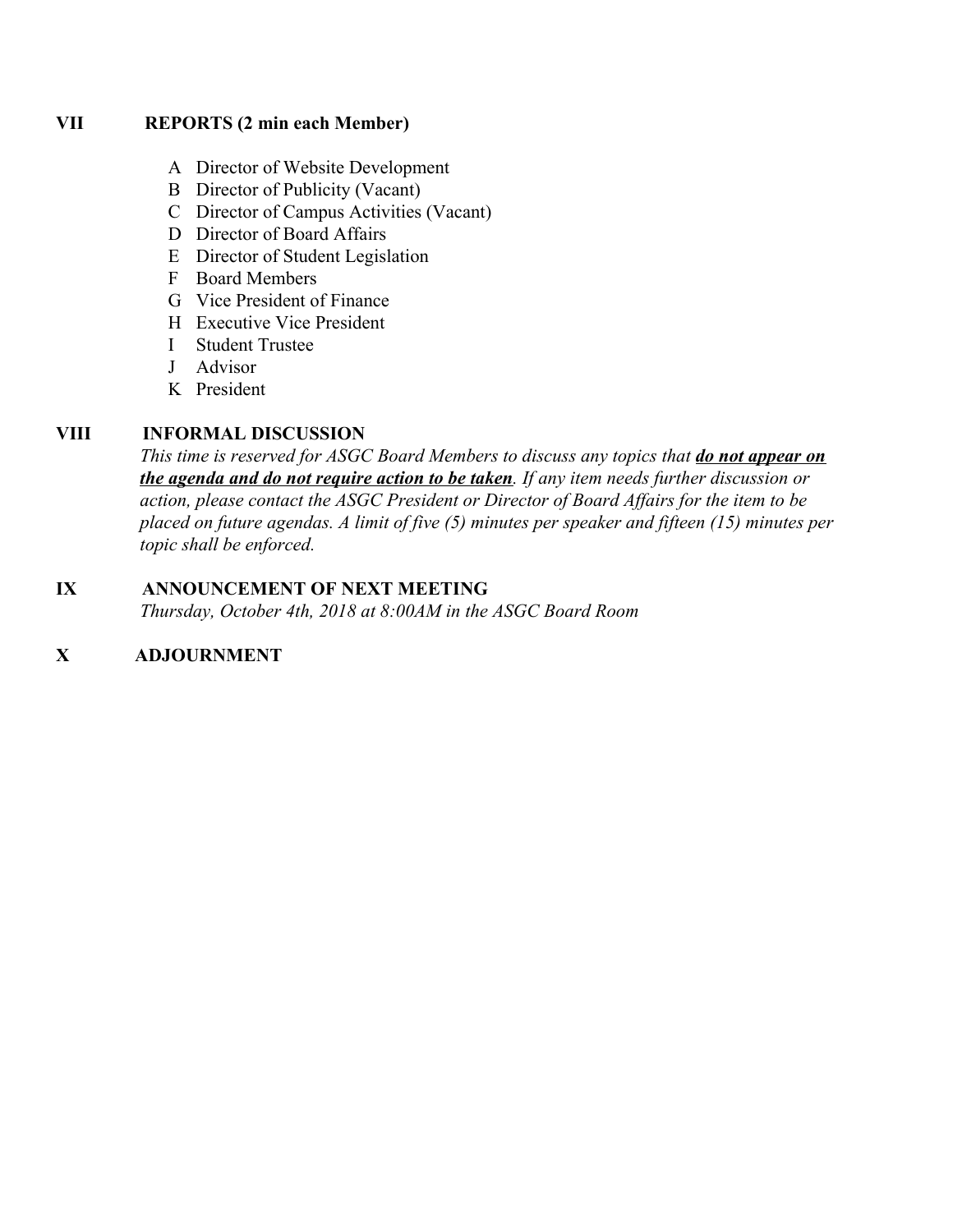## VII REPORTS (2 min each Member)

- A Director of Website Development
- B Director of Publicity (Vacant)
- C Director of Campus Activities (Vacant)
- D Director of Board Affairs
- E Director of Student Legislation
- F Board Members
- G Vice President of Finance
- H Executive Vice President
- I Student Trustee
- J Advisor
- K President

## VIII INFORMAL DISCUSSION

*This time is reserved for ASGC Board Members to discuss any topics that* ***do not appear on the agenda and do not require action to be taken****. If any item needs further discussion or action, please contact the ASGC President or Director of Board Affairs for the item to be placed on future agendas. A limit of five (5) minutes per speaker and fifteen (15) minutes per topic shall be enforced.*

## IX ANNOUNCEMENT OF NEXT MEETING

*Thursday, October 4th, 2018 at 8:00AM in the ASGC Board Room*

## X ADJOURNMENT